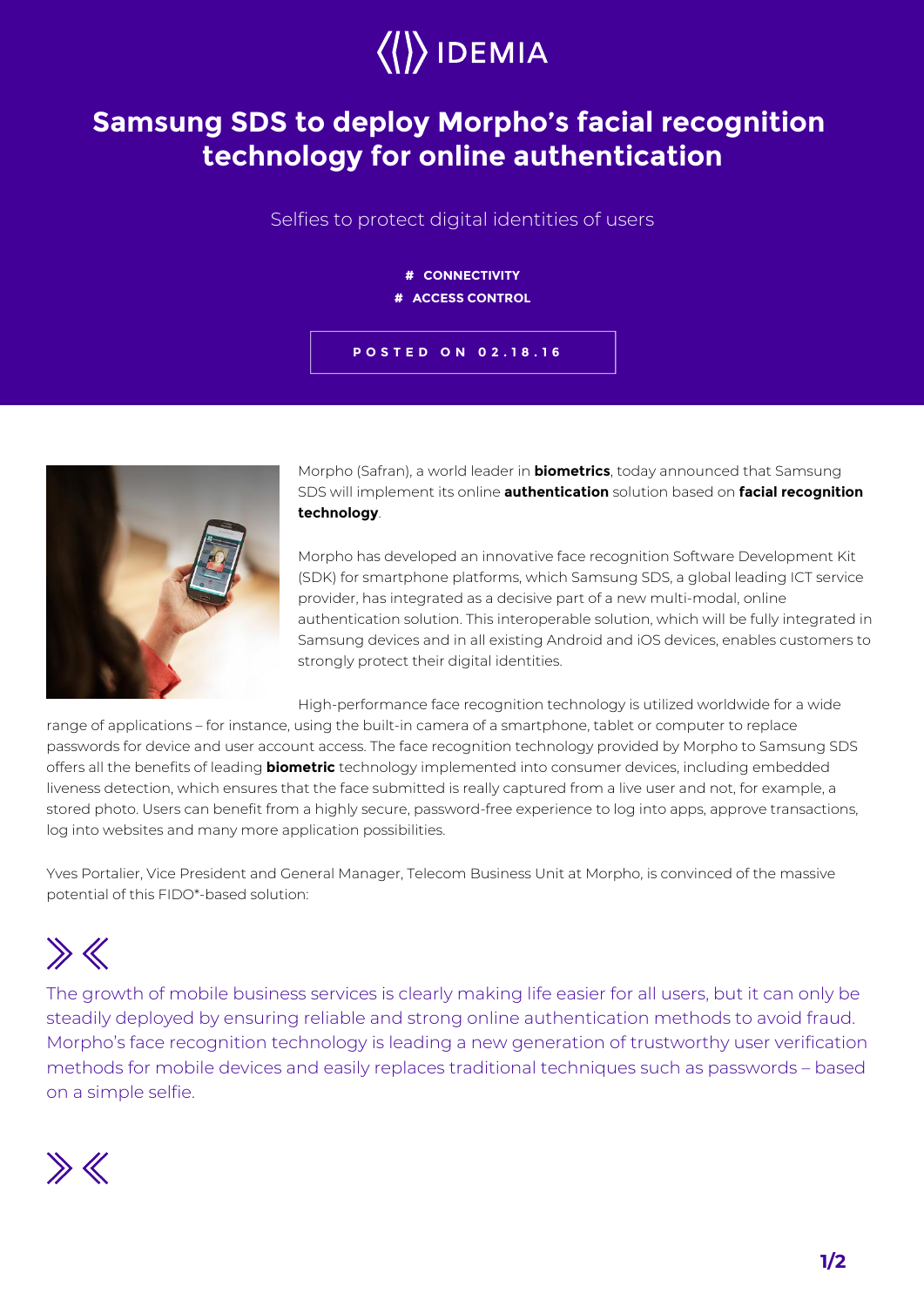IDEMIA

# Samsung SDS to deploy Morpho's facial recognition technology for online authentication

Selfies to protect digital identities of users

# CONNECTIVITY
# ACCESS CONTROL

POSTED ON 02.18.16

Morpho (Safran), a world leader in **biometrics**, today announced that Samsung SDS will implement its online **authentication** solution based on **facial recognition technology**.

Morpho has developed an innovative face recognition Software Development Kit (SDK) for smartphone platforms, which Samsung SDS, a global leading ICT service provider, has integrated as a decisive part of a new multi-modal, online authentication solution. This interoperable solution, which will be fully integrated in Samsung devices and in all existing Android and iOS devices, enables customers to strongly protect their digital identities.

High-performance face recognition technology is utilized worldwide for a wide range of applications – for instance, using the built-in camera of a smartphone, tablet or computer to replace passwords for device and user account access. The face recognition technology provided by Morpho to Samsung SDS offers all the benefits of leading **biometric** technology implemented into consumer devices, including embedded liveness detection, which ensures that the face submitted is really captured from a live user and not, for example, a stored photo. Users can benefit from a highly secure, password-free experience to log into apps, approve transactions, log into websites and many more application possibilities.

Yves Portalier, Vice President and General Manager, Telecom Business Unit at Morpho, is convinced of the massive potential of this FIDO*-based solution:

> The growth of mobile business services is clearly making life easier for all users, but it can only be steadily deployed by ensuring reliable and strong online authentication methods to avoid fraud. Morpho's face recognition technology is leading a new generation of trustworthy user verification methods for mobile devices and easily replaces traditional techniques such as passwords – based on a simple selfie.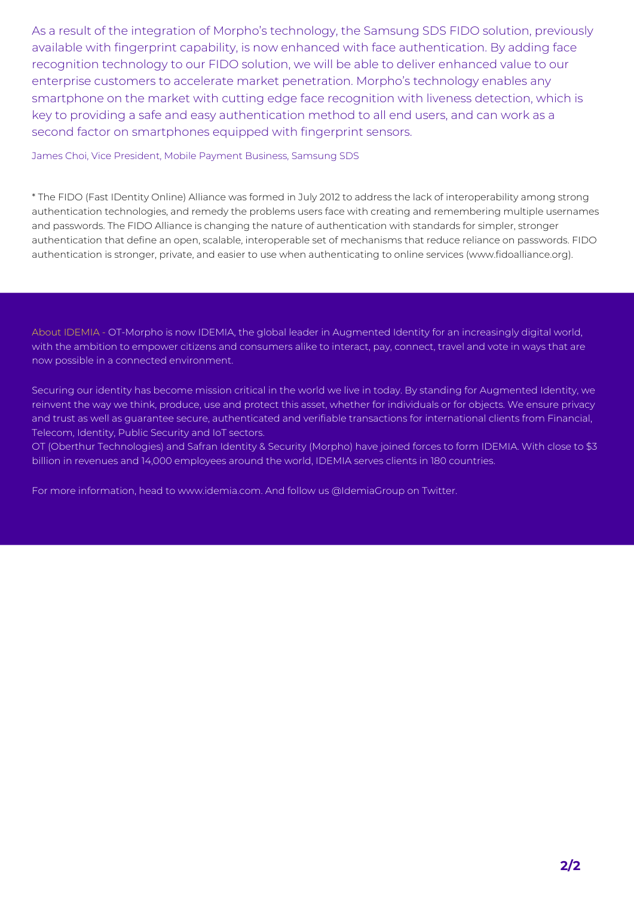As a result of the integration of Morpho's technology, the Samsung SDS FIDO solution, previously available with fingerprint capability, is now enhanced with face authentication. By adding face recognition technology to our FIDO solution, we will be able to deliver enhanced value to our enterprise customers to accelerate market penetration. Morpho's technology enables any smartphone on the market with cutting edge face recognition with liveness detection, which is key to providing a safe and easy authentication method to all end users, and can work as a second factor on smartphones equipped with fingerprint sensors.

James Choi, Vice President, Mobile Payment Business, Samsung SDS

* The FIDO (Fast IDentity Online) Alliance was formed in July 2012 to address the lack of interoperability among strong authentication technologies, and remedy the problems users face with creating and remembering multiple usernames and passwords. The FIDO Alliance is changing the nature of authentication with standards for simpler, stronger authentication that define an open, scalable, interoperable set of mechanisms that reduce reliance on passwords. FIDO authentication is stronger, private, and easier to use when authenticating to online services (www.fidoalliance.org).

About IDEMIA - OT-Morpho is now IDEMIA, the global leader in Augmented Identity for an increasingly digital world, with the ambition to empower citizens and consumers alike to interact, pay, connect, travel and vote in ways that are now possible in a connected environment.

Securing our identity has become mission critical in the world we live in today. By standing for Augmented Identity, we reinvent the way we think, produce, use and protect this asset, whether for individuals or for objects. We ensure privacy and trust as well as guarantee secure, authenticated and verifiable transactions for international clients from Financial, Telecom, Identity, Public Security and IoT sectors.
OT (Oberthur Technologies) and Safran Identity & Security (Morpho) have joined forces to form IDEMIA. With close to $3 billion in revenues and 14,000 employees around the world, IDEMIA serves clients in 180 countries.

For more information, head to www.idemia.com. And follow us @IdemiaGroup on Twitter.